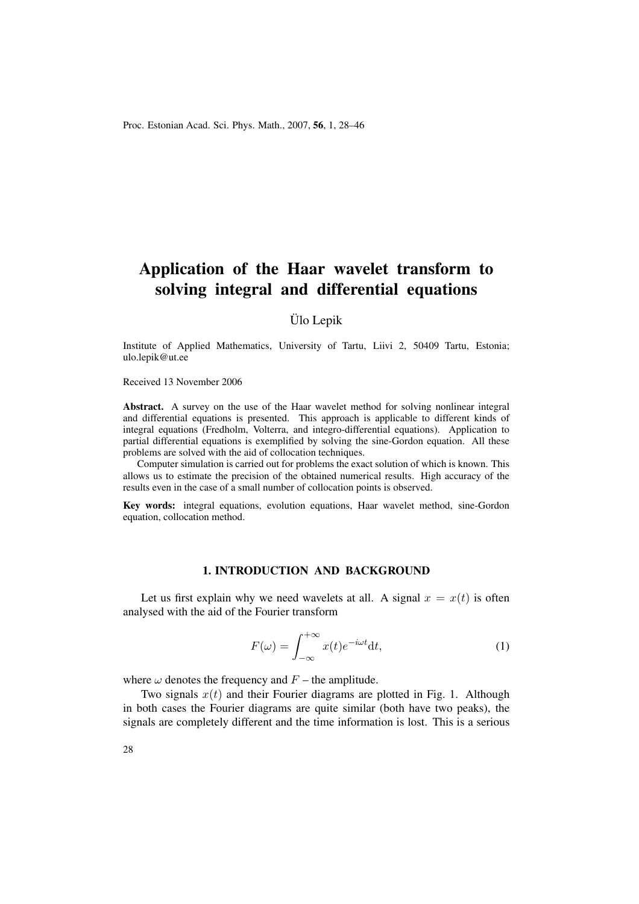# Application of the Haar wavelet transform to solving integral and differential equations

Ülo Lepik

Institute of Applied Mathematics, University of Tartu, Liivi 2, 50409 Tartu, Estonia; ulo.lepik@ut.ee

Received 13 November 2006

**Abstract.** A survey on the use of the Haar wavelet method for solving nonlinear integral and differential equations is presented. This approach is applicable to different kinds of integral equations (Fredholm, Volterra, and integro-differential equations). Application to partial differential equations is exemplified by solving the sine-Gordon equation. All these problems are solved with the aid of collocation techniques.

Computer simulation is carried out for problems the exact solution of which is known. This allows us to estimate the precision of the obtained numerical results. High accuracy of the results even in the case of a small number of collocation points is observed.

**Key words:** integral equations, evolution equations, Haar wavelet method, sine-Gordon equation, collocation method.

## 1. INTRODUCTION AND BACKGROUND

Let us first explain why we need wavelets at all. A signal $x = x(t)$ is often analysed with the aid of the Fourier transform

$$F(\omega) = \int_{-\infty}^{+\infty} x(t) e^{-i\omega t} \mathrm{d}t, \tag{1}$$

where $\omega$ denotes the frequency and $F$ – the amplitude.

Two signals $x(t)$ and their Fourier diagrams are plotted in Fig. 1. Although in both cases the Fourier diagrams are quite similar (both have two peaks), the signals are completely different and the time information is lost. This is a serious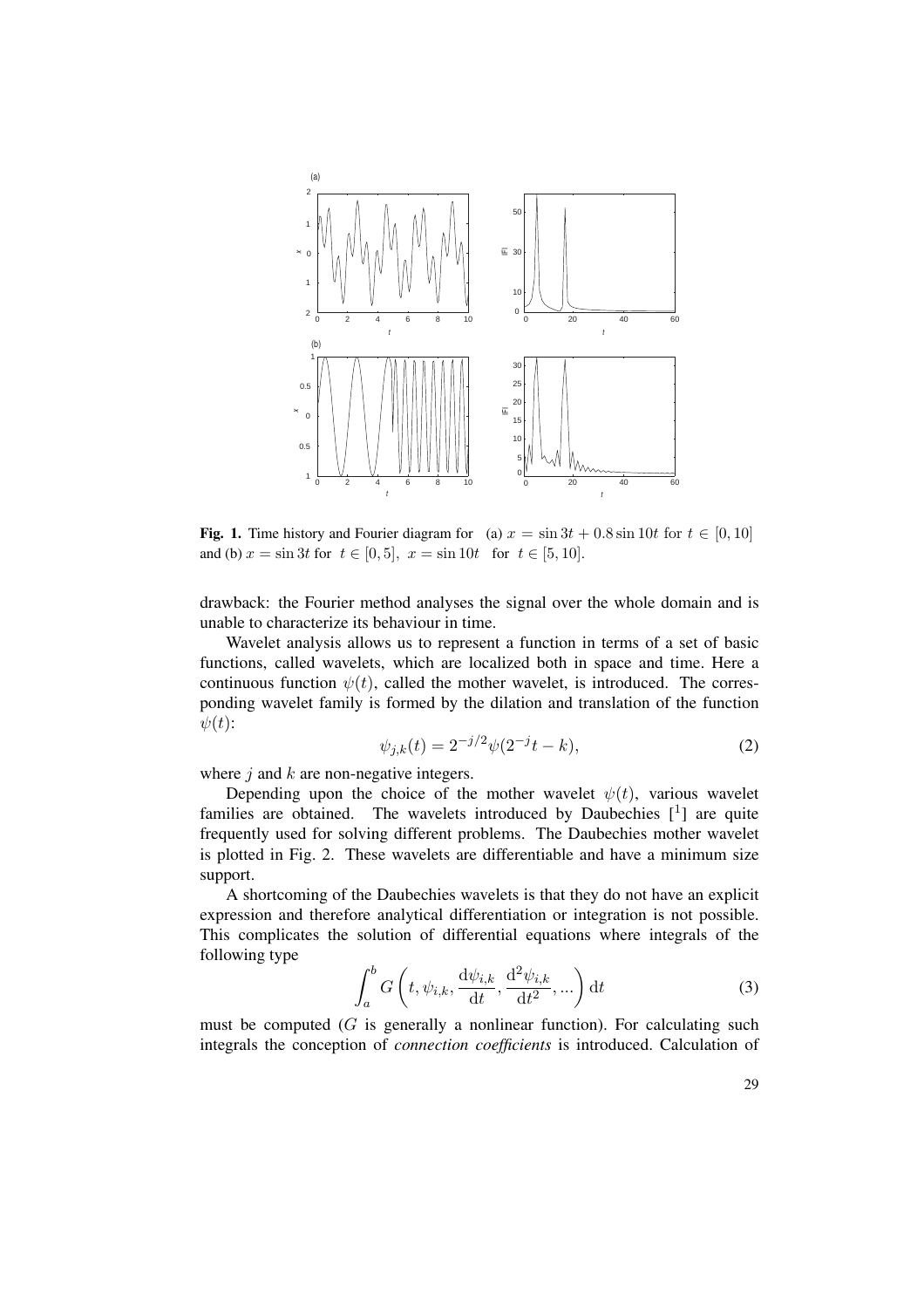**Fig. 1.** Time history and Fourier diagram for (a) $x = \sin 3t + 0.8 \sin 10t$ for $t \in [0, 10]$ and (b) $x = \sin 3t$ for $t \in [0, 5]$, $x = \sin 10t$ for $t \in [5, 10]$.

drawback: the Fourier method analyses the signal over the whole domain and is unable to characterize its behaviour in time.

Wavelet analysis allows us to represent a function in terms of a set of basic functions, called wavelets, which are localized both in space and time. Here a continuous function $\psi(t)$, called the mother wavelet, is introduced. The corresponding wavelet family is formed by the dilation and translation of the function $\psi(t)$:

$$\psi_{j,k}(t) = 2^{-j/2} \psi(2^{-j} t - k), \tag{2}$$

where $j$ and $k$ are non-negative integers.

Depending upon the choice of the mother wavelet $\psi(t)$, various wavelet families are obtained. The wavelets introduced by Daubechies [1] are quite frequently used for solving different problems. The Daubechies mother wavelet is plotted in Fig. 2. These wavelets are differentiable and have a minimum size support.

A shortcoming of the Daubechies wavelets is that they do not have an explicit expression and therefore analytical differentiation or integration is not possible. This complicates the solution of differential equations where integrals of the following type

$$\int_a^b G\left(t, \psi_{i,k}, \frac{\mathrm{d}\psi_{i,k}}{\mathrm{d}t}, \frac{\mathrm{d}^2\psi_{i,k}}{\mathrm{d}t^2}, ...\right) \mathrm{d}t \tag{3}$$

must be computed ($G$ is generally a nonlinear function). For calculating such integrals the conception of *connection coefficients* is introduced. Calculation of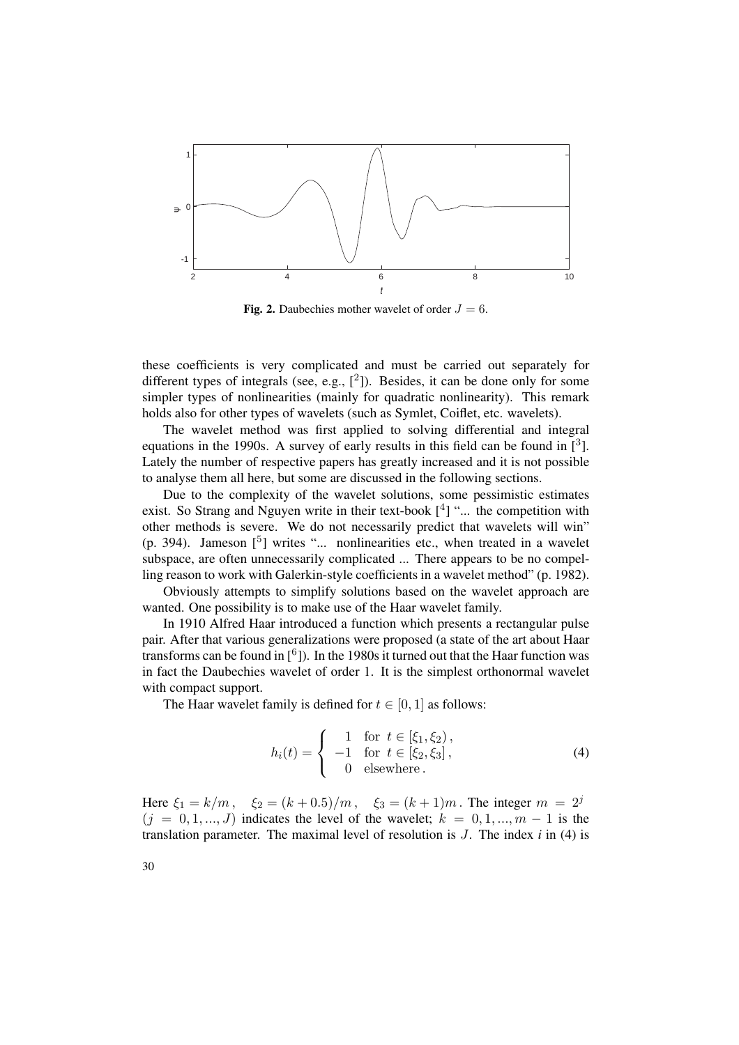**Fig. 2.** Daubechies mother wavelet of order $J = 6$.

these coefficients is very complicated and must be carried out separately for different types of integrals (see, e.g., [2]). Besides, it can be done only for some simpler types of nonlinearities (mainly for quadratic nonlinearity). This remark holds also for other types of wavelets (such as Symlet, Coiflet, etc. wavelets).

The wavelet method was first applied to solving differential and integral equations in the 1990s. A survey of early results in this field can be found in [3]. Lately the number of respective papers has greatly increased and it is not possible to analyse them all here, but some are discussed in the following sections.

Due to the complexity of the wavelet solutions, some pessimistic estimates exist. So Strang and Nguyen write in their text-book [4] "... the competition with other methods is severe. We do not necessarily predict that wavelets will win" (p. 394). Jameson [5] writes "... nonlinearities etc., when treated in a wavelet subspace, are often unnecessarily complicated ... There appears to be no compelling reason to work with Galerkin-style coefficients in a wavelet method" (p. 1982).

Obviously attempts to simplify solutions based on the wavelet approach are wanted. One possibility is to make use of the Haar wavelet family.

In 1910 Alfred Haar introduced a function which presents a rectangular pulse pair. After that various generalizations were proposed (a state of the art about Haar transforms can be found in [6]). In the 1980s it turned out that the Haar function was in fact the Daubechies wavelet of order 1. It is the simplest orthonormal wavelet with compact support.

The Haar wavelet family is defined for $t \in [0, 1]$ as follows:

$$h_i(t) = \begin{cases} 1 & \text{for } t \in [\xi_1, \xi_2)\,, \\ -1 & \text{for } t \in [\xi_2, \xi_3]\,, \\ 0 & \text{elsewhere}\,. \end{cases} \tag{4}$$

Here $\xi_1 = k/m\,, \quad \xi_2 = (k + 0.5)/m\,, \quad \xi_3 = (k + 1)m\,.$ The integer $m = 2^j$ $(j = 0, 1, ..., J)$ indicates the level of the wavelet; $k = 0, 1, ..., m - 1$ is the translation parameter. The maximal level of resolution is $J$. The index $i$ in (4) is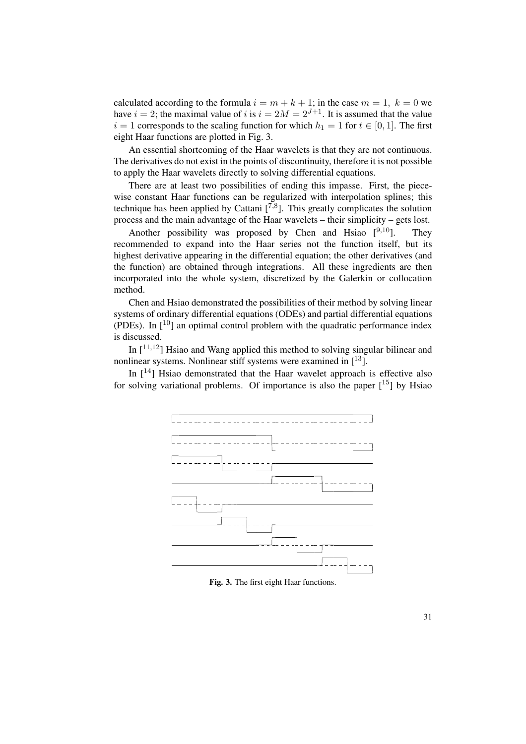calculated according to the formula $i = m + k + 1$; in the case $m = 1,\ k = 0$ we have $i = 2$; the maximal value of $i$ is $i = 2M = 2^{J+1}$. It is assumed that the value $i = 1$ corresponds to the scaling function for which $h_1 = 1$ for $t \in [0, 1]$. The first eight Haar functions are plotted in Fig. 3.

An essential shortcoming of the Haar wavelets is that they are not continuous. The derivatives do not exist in the points of discontinuity, therefore it is not possible to apply the Haar wavelets directly to solving differential equations.

There are at least two possibilities of ending this impasse. First, the piecewise constant Haar functions can be regularized with interpolation splines; this technique has been applied by Cattani [7,8]. This greatly complicates the solution process and the main advantage of the Haar wavelets – their simplicity – gets lost.

Another possibility was proposed by Chen and Hsiao [9,10]. They recommended to expand into the Haar series not the function itself, but its highest derivative appearing in the differential equation; the other derivatives (and the function) are obtained through integrations. All these ingredients are then incorporated into the whole system, discretized by the Galerkin or collocation method.

Chen and Hsiao demonstrated the possibilities of their method by solving linear systems of ordinary differential equations (ODEs) and partial differential equations (PDEs). In [10] an optimal control problem with the quadratic performance index is discussed.

In [11,12] Hsiao and Wang applied this method to solving singular bilinear and nonlinear systems. Nonlinear stiff systems were examined in [13].

In [14] Hsiao demonstrated that the Haar wavelet approach is effective also for solving variational problems. Of importance is also the paper [15] by Hsiao

**Fig. 3.** The first eight Haar functions.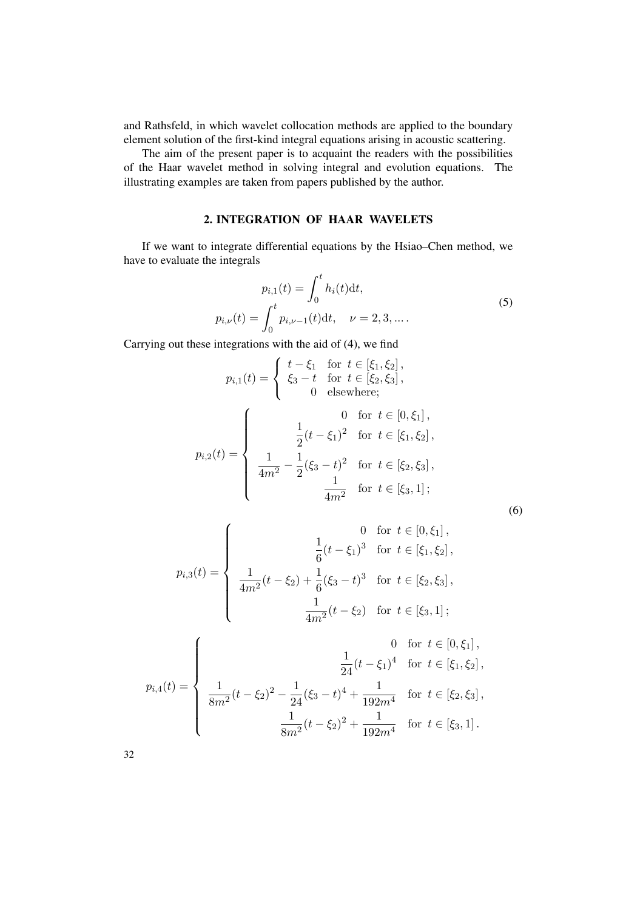and Rathsfeld, in which wavelet collocation methods are applied to the boundary element solution of the first-kind integral equations arising in acoustic scattering.

The aim of the present paper is to acquaint the readers with the possibilities of the Haar wavelet method in solving integral and evolution equations. The illustrating examples are taken from papers published by the author.

## 2. INTEGRATION OF HAAR WAVELETS

If we want to integrate differential equations by the Hsiao–Chen method, we have to evaluate the integrals

$$
\begin{aligned}
p_{i,1}(t) &= \int_0^t h_i(t)\mathrm{d}t, \\
p_{i,\nu}(t) &= \int_0^t p_{i,\nu-1}(t)\mathrm{d}t, \quad \nu = 2, 3, \dots .
\end{aligned}
\tag{5}
$$

Carrying out these integrations with the aid of (4), we find

$$
p_{i,1}(t) = \begin{cases} t - \xi_1 & \text{for } t \in [\xi_1, \xi_2]\,, \\ \xi_3 - t & \text{for } t \in [\xi_2, \xi_3]\,, \\ 0 & \text{elsewhere}; \end{cases}
$$

$$
p_{i,2}(t) = \begin{cases} 0 & \text{for } t \in [0, \xi_1]\,, \\ \dfrac{1}{2}(t-\xi_1)^2 & \text{for } t \in [\xi_1, \xi_2]\,, \\ \dfrac{1}{4m^2} - \dfrac{1}{2}(\xi_3 - t)^2 & \text{for } t \in [\xi_2, \xi_3]\,, \\ \dfrac{1}{4m^2} & \text{for } t \in [\xi_3, 1]\,; \end{cases}
\tag{6}
$$

$$
p_{i,3}(t) = \begin{cases} 0 & \text{for } t \in [0, \xi_1]\,, \\ \dfrac{1}{6}(t-\xi_1)^3 & \text{for } t \in [\xi_1, \xi_2]\,, \\ \dfrac{1}{4m^2}(t-\xi_2) + \dfrac{1}{6}(\xi_3 - t)^3 & \text{for } t \in [\xi_2, \xi_3]\,, \\ \dfrac{1}{4m^2}(t-\xi_2) & \text{for } t \in [\xi_3, 1]\,; \end{cases}
$$

$$
p_{i,4}(t) = \begin{cases} 0 & \text{for } t \in [0, \xi_1]\,, \\ \dfrac{1}{24}(t-\xi_1)^4 & \text{for } t \in [\xi_1, \xi_2]\,, \\ \dfrac{1}{8m^2}(t-\xi_2)^2 - \dfrac{1}{24}(\xi_3 - t)^4 + \dfrac{1}{192m^4} & \text{for } t \in [\xi_2, \xi_3]\,, \\ \dfrac{1}{8m^2}(t-\xi_2)^2 + \dfrac{1}{192m^4} & \text{for } t \in [\xi_3, 1]\,. \end{cases}
$$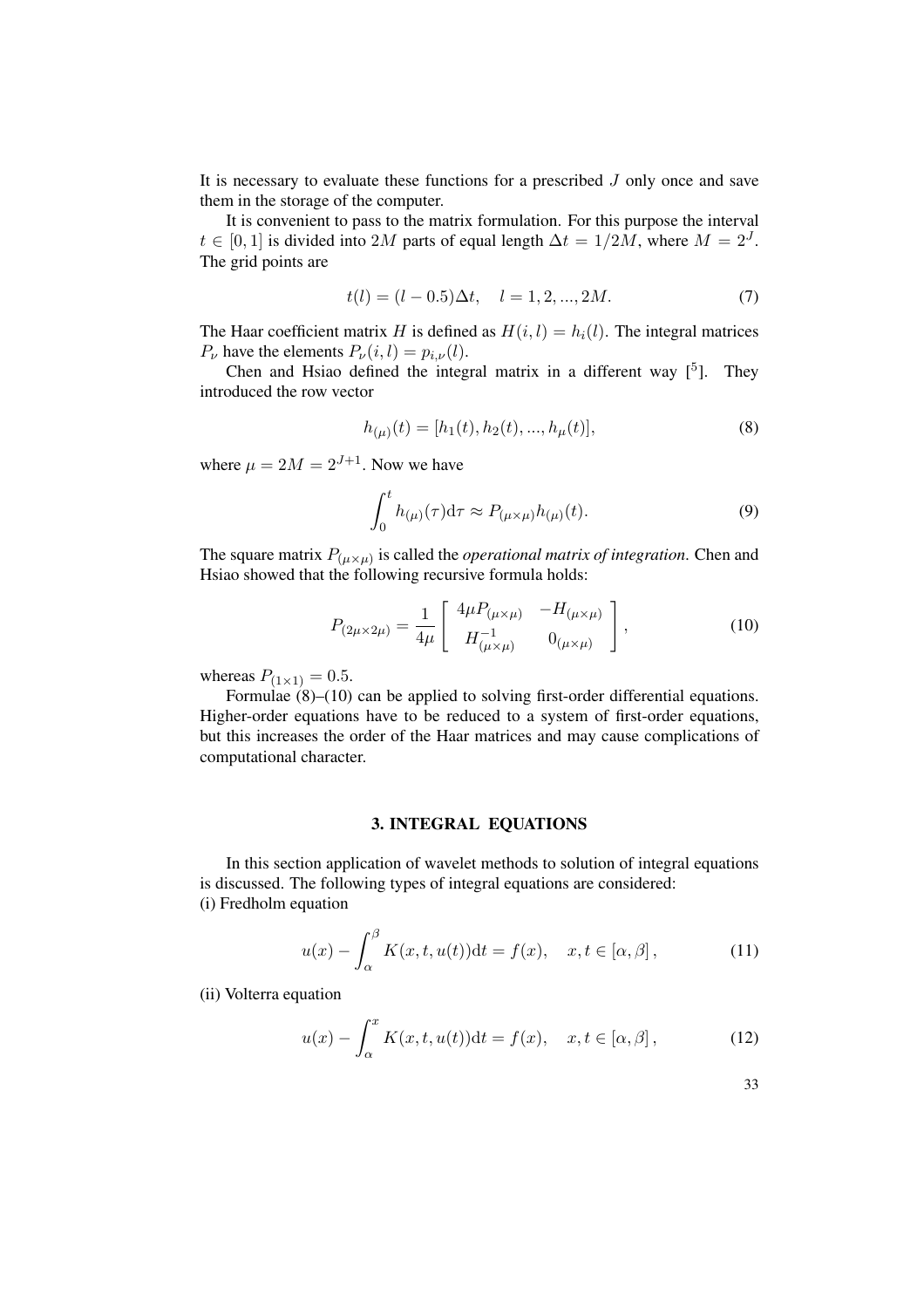It is necessary to evaluate these functions for a prescribed $J$ only once and save them in the storage of the computer.

It is convenient to pass to the matrix formulation. For this purpose the interval $t \in [0, 1]$ is divided into $2M$ parts of equal length $\Delta t = 1/2M$, where $M = 2^J$. The grid points are

$$t(l) = (l - 0.5)\Delta t, \quad l = 1, 2, ..., 2M. \tag{7}$$

The Haar coefficient matrix $H$ is defined as $H(i, l) = h_i(l)$. The integral matrices $P_\nu$ have the elements $P_\nu(i, l) = p_{i,\nu}(l)$.

Chen and Hsiao defined the integral matrix in a different way [5]. They introduced the row vector

$$h_{(\mu)}(t) = [h_1(t), h_2(t), ..., h_\mu(t)], \tag{8}$$

where $\mu = 2M = 2^{J+1}$. Now we have

$$\int_0^t h_{(\mu)}(\tau)\mathrm{d}\tau \approx P_{(\mu\times\mu)} h_{(\mu)}(t). \tag{9}$$

The square matrix $P_{(\mu\times\mu)}$ is called the *operational matrix of integration*. Chen and Hsiao showed that the following recursive formula holds:

$$P_{(2\mu\times2\mu)} = \frac{1}{4\mu} \begin{bmatrix} 4\mu P_{(\mu\times\mu)} & -H_{(\mu\times\mu)} \\ H^{-1}_{(\mu\times\mu)} & 0_{(\mu\times\mu)} \end{bmatrix}, \tag{10}$$

whereas $P_{(1\times1)} = 0.5$.

Formulae (8)–(10) can be applied to solving first-order differential equations. Higher-order equations have to be reduced to a system of first-order equations, but this increases the order of the Haar matrices and may cause complications of computational character.

## 3. INTEGRAL EQUATIONS

In this section application of wavelet methods to solution of integral equations is discussed. The following types of integral equations are considered:
(i) Fredholm equation

$$u(x) - \int_\alpha^\beta K(x, t, u(t))\mathrm{d}t = f(x), \quad x, t \in [\alpha, \beta], \tag{11}$$

(ii) Volterra equation

$$u(x) - \int_\alpha^x K(x, t, u(t))\mathrm{d}t = f(x), \quad x, t \in [\alpha, \beta], \tag{12}$$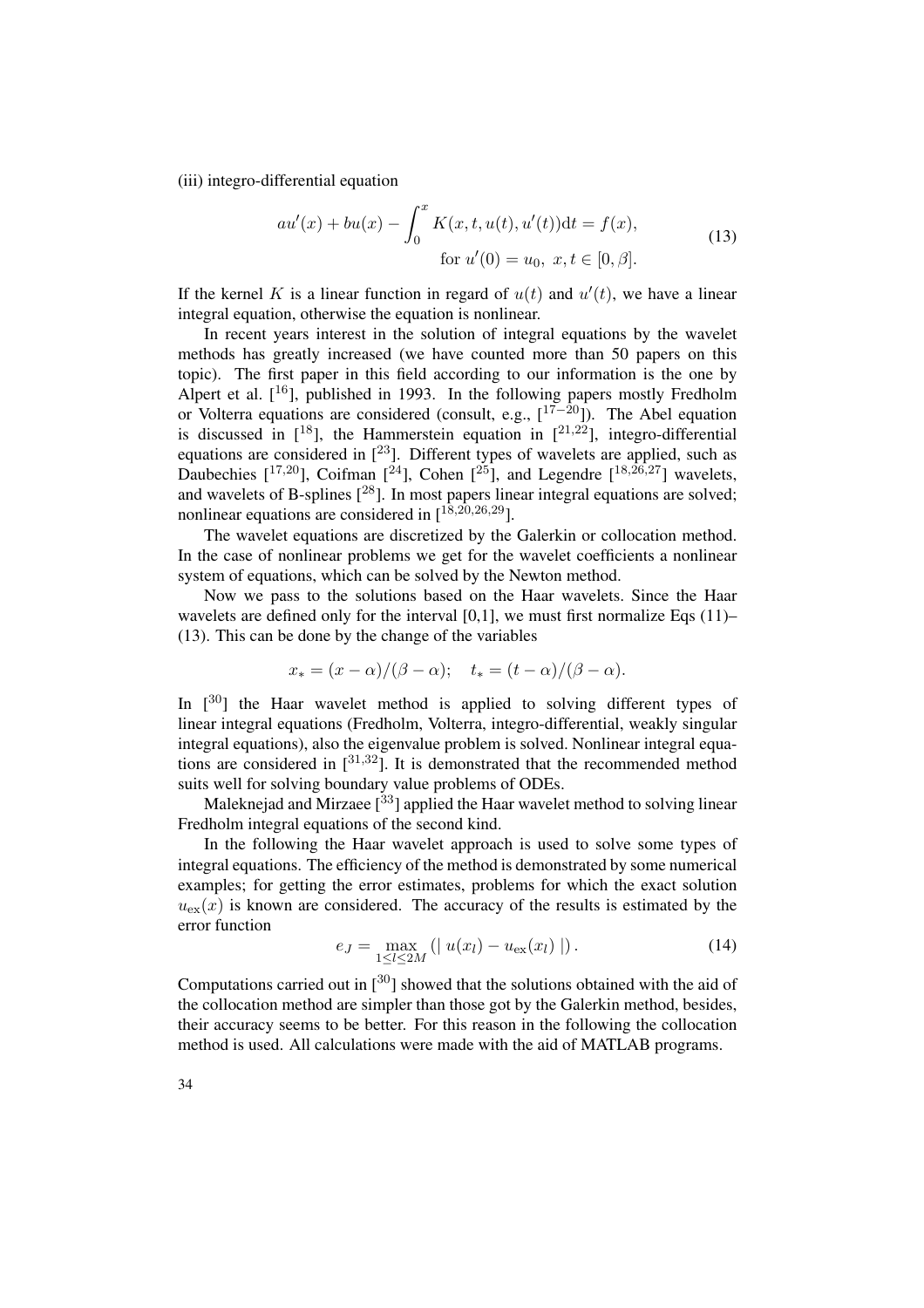(iii) integro-differential equation

$$
\begin{aligned}
au'(x) + bu(x) - \int_0^x K(x, t, u(t), u'(t))\mathrm{d}t = f(x), \\
\text{for } u'(0) = u_0,\ x, t \in [0, \beta].
\end{aligned}
\tag{13}
$$

If the kernel $K$ is a linear function in regard of $u(t)$ and $u'(t)$, we have a linear integral equation, otherwise the equation is nonlinear.

In recent years interest in the solution of integral equations by the wavelet methods has greatly increased (we have counted more than 50 papers on this topic). The first paper in this field according to our information is the one by Alpert et al. [16], published in 1993. In the following papers mostly Fredholm or Volterra equations are considered (consult, e.g., [17–20]). The Abel equation is discussed in [18], the Hammerstein equation in [21,22], integro-differential equations are considered in [23]. Different types of wavelets are applied, such as Daubechies [17,20], Coifman [24], Cohen [25], and Legendre [18,26,27] wavelets, and wavelets of B-splines [28]. In most papers linear integral equations are solved; nonlinear equations are considered in [18,20,26,29].

The wavelet equations are discretized by the Galerkin or collocation method. In the case of nonlinear problems we get for the wavelet coefficients a nonlinear system of equations, which can be solved by the Newton method.

Now we pass to the solutions based on the Haar wavelets. Since the Haar wavelets are defined only for the interval [0,1], we must first normalize Eqs (11)–(13). This can be done by the change of the variables

$$
x_* = (x - \alpha)/(\beta - \alpha); \quad t_* = (t - \alpha)/(\beta - \alpha).
$$

In [30] the Haar wavelet method is applied to solving different types of linear integral equations (Fredholm, Volterra, integro-differential, weakly singular integral equations), also the eigenvalue problem is solved. Nonlinear integral equations are considered in [31,32]. It is demonstrated that the recommended method suits well for solving boundary value problems of ODEs.

Maleknejad and Mirzaee [33] applied the Haar wavelet method to solving linear Fredholm integral equations of the second kind.

In the following the Haar wavelet approach is used to solve some types of integral equations. The efficiency of the method is demonstrated by some numerical examples; for getting the error estimates, problems for which the exact solution $u_{\mathrm{ex}}(x)$ is known are considered. The accuracy of the results is estimated by the error function

$$
e_J = \max_{1 \le l \le 2M} \left( |\ u(x_l) - u_{\mathrm{ex}}(x_l)\ | \right).
\tag{14}
$$

Computations carried out in [30] showed that the solutions obtained with the aid of the collocation method are simpler than those got by the Galerkin method, besides, their accuracy seems to be better. For this reason in the following the collocation method is used. All calculations were made with the aid of MATLAB programs.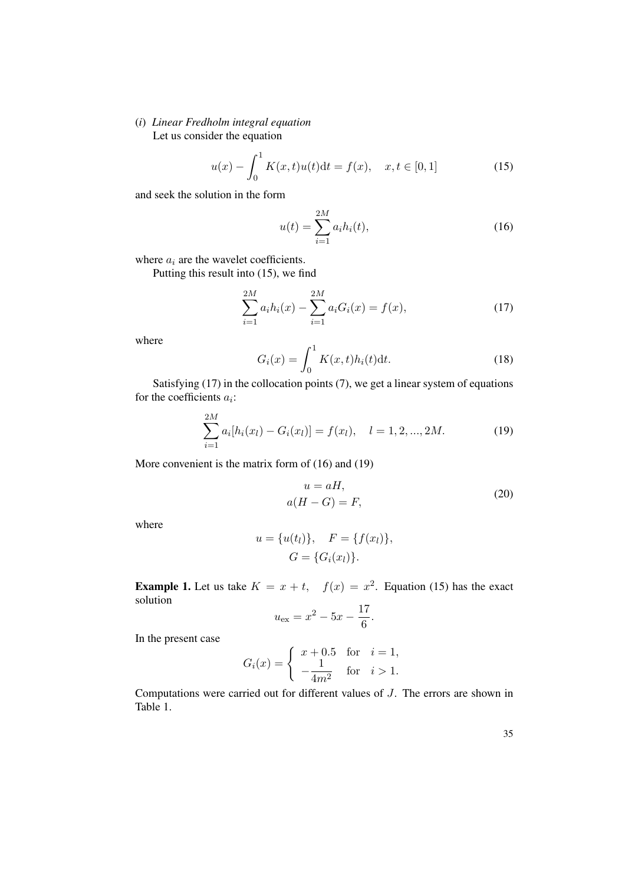(*i*) *Linear Fredholm integral equation*

Let us consider the equation

$$u(x) - \int_0^1 K(x,t)u(t)\mathrm{d}t = f(x), \quad x,t \in [0,1] \tag{15}$$

and seek the solution in the form

$$u(t) = \sum_{i=1}^{2M} a_i h_i(t), \tag{16}$$

where $a_i$ are the wavelet coefficients.

Putting this result into (15), we find

$$\sum_{i=1}^{2M} a_i h_i(x) - \sum_{i=1}^{2M} a_i G_i(x) = f(x), \tag{17}$$

where

$$G_i(x) = \int_0^1 K(x,t)h_i(t)\mathrm{d}t. \tag{18}$$

Satisfying (17) in the collocation points (7), we get a linear system of equations for the coefficients $a_i$:

$$\sum_{i=1}^{2M} a_i[h_i(x_l) - G_i(x_l)] = f(x_l), \quad l = 1, 2, ..., 2M. \tag{19}$$

More convenient is the matrix form of (16) and (19)

$$\begin{aligned} u &= aH, \\ a(H-G) &= F, \end{aligned} \tag{20}$$

where

$$u = \{u(t_l)\}, \quad F = \{f(x_l)\},$$
$$G = \{G_i(x_l)\}.$$

**Example 1.** Let us take $K = x + t$, $f(x) = x^2$. Equation (15) has the exact solution

$$u_{\mathrm{ex}} = x^2 - 5x - \frac{17}{6}.$$

In the present case

$$G_i(x) = \begin{cases} x + 0.5 & \text{for} \quad i = 1, \\ -\dfrac{1}{4m^2} & \text{for} \quad i > 1. \end{cases}$$

Computations were carried out for different values of $J$. The errors are shown in Table 1.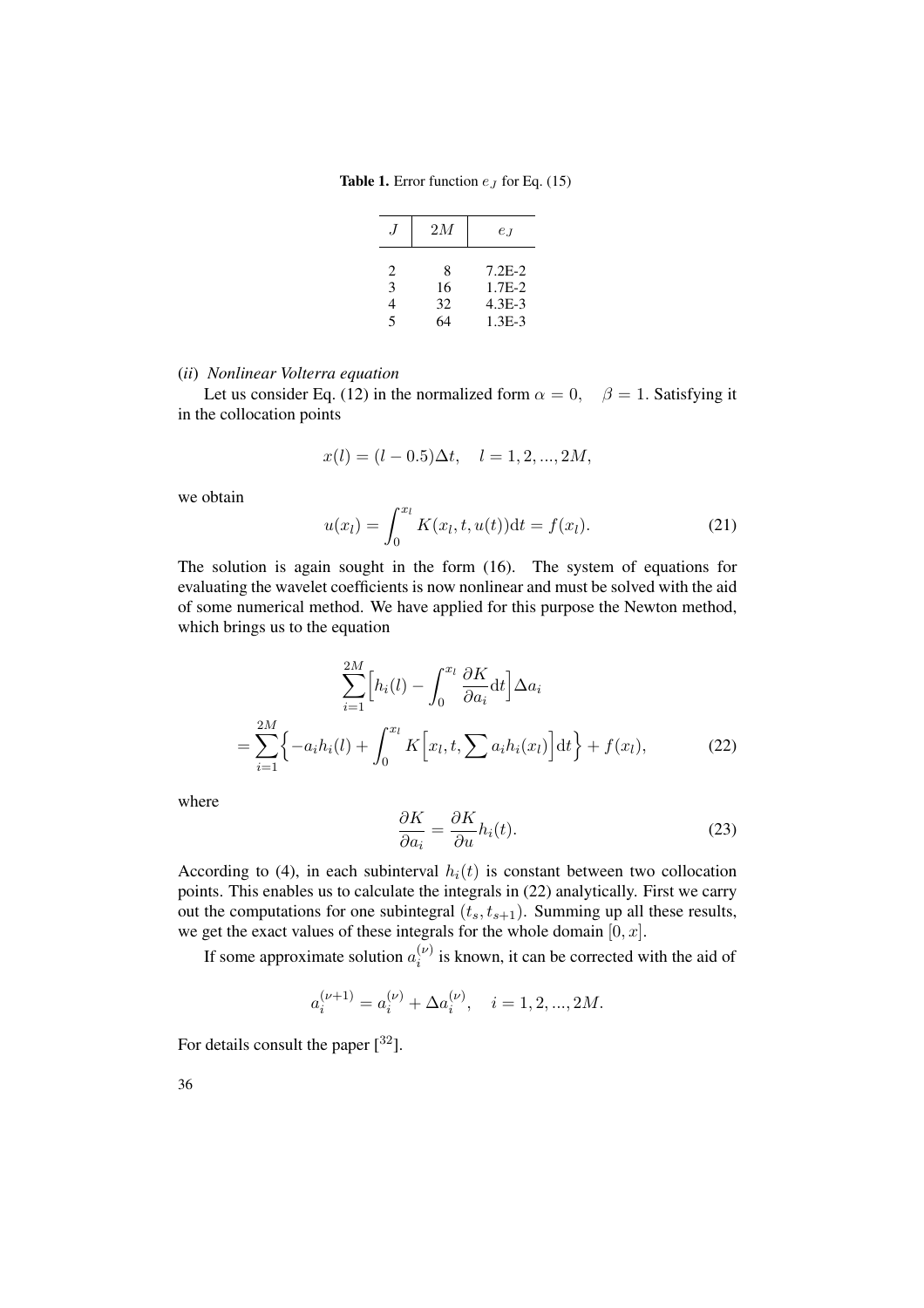**Table 1.** Error function $e_J$ for Eq. (15)

| $J$ | $2M$ | $e_J$ |
|---|---|---|
| 2 | 8 | 7.2E-2 |
| 3 | 16 | 1.7E-2 |
| 4 | 32 | 4.3E-3 |
| 5 | 64 | 1.3E-3 |

(*ii*) *Nonlinear Volterra equation*

Let us consider Eq. (12) in the normalized form $\alpha = 0, \quad \beta = 1$. Satisfying it in the collocation points

$$x(l) = (l - 0.5)\Delta t, \quad l = 1, 2, ..., 2M,$$

we obtain

$$u(x_l) = \int_0^{x_l} K(x_l, t, u(t)) \mathrm{d}t = f(x_l). \tag{21}$$

The solution is again sought in the form (16). The system of equations for evaluating the wavelet coefficients is now nonlinear and must be solved with the aid of some numerical method. We have applied for this purpose the Newton method, which brings us to the equation

$$\sum_{i=1}^{2M} \Big[ h_i(l) - \int_0^{x_l} \frac{\partial K}{\partial a_i} \mathrm{d}t \Big] \Delta a_i$$
$$= \sum_{i=1}^{2M} \Big\{ -a_i h_i(l) + \int_0^{x_l} K \Big[ x_l, t, \sum a_i h_i(x_l) \Big] \mathrm{d}t \Big\} + f(x_l), \tag{22}$$

where

$$\frac{\partial K}{\partial a_i} = \frac{\partial K}{\partial u} h_i(t). \tag{23}$$

According to (4), in each subinterval $h_i(t)$ is constant between two collocation points. This enables us to calculate the integrals in (22) analytically. First we carry out the computations for one subintegral $(t_s, t_{s+1})$. Summing up all these results, we get the exact values of these integrals for the whole domain $[0, x]$.

If some approximate solution $a_i^{(\nu)}$ is known, it can be corrected with the aid of

$$a_i^{(\nu+1)} = a_i^{(\nu)} + \Delta a_i^{(\nu)}, \quad i = 1, 2, ..., 2M.$$

For details consult the paper [32].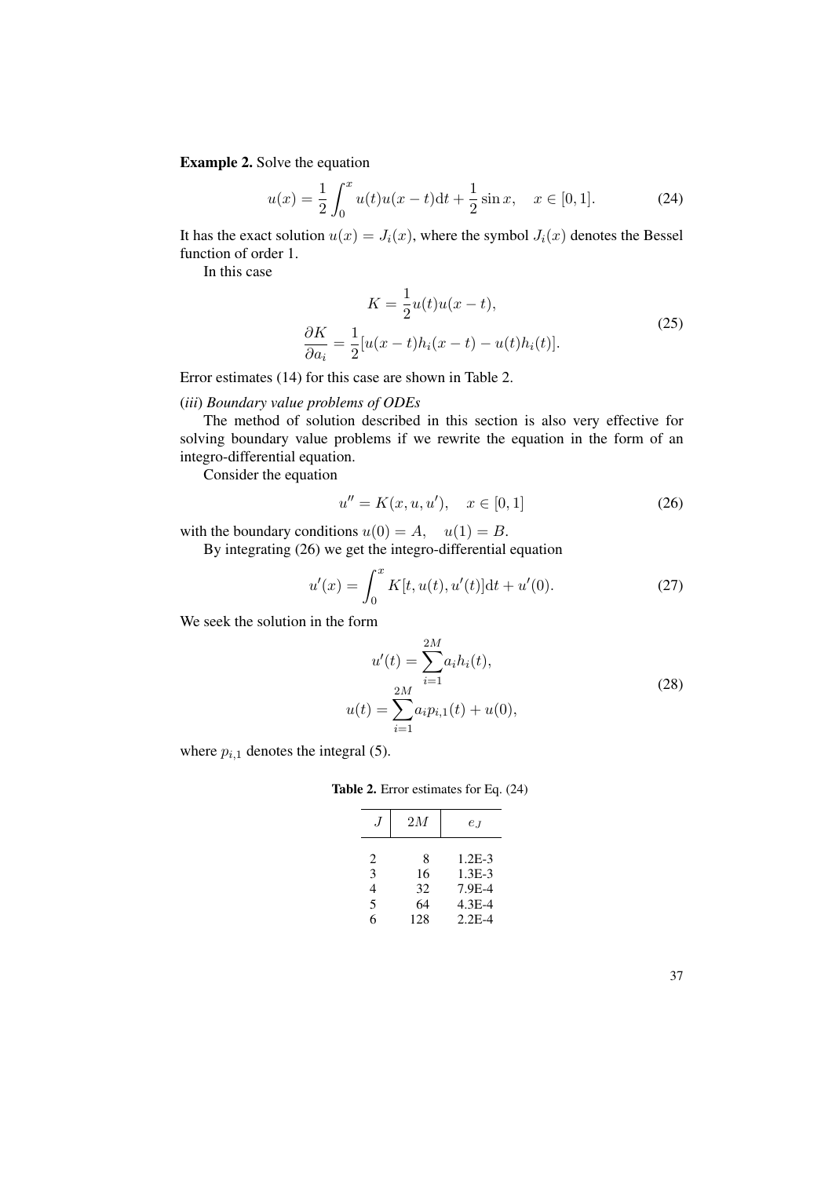**Example 2.** Solve the equation

$$u(x) = \frac{1}{2}\int_0^x u(t)u(x-t)\mathrm{d}t + \frac{1}{2}\sin x, \quad x \in [0,1]. \tag{24}$$

It has the exact solution $u(x) = J_i(x)$, where the symbol $J_i(x)$ denotes the Bessel function of order 1.

In this case

$$\begin{aligned} K &= \frac{1}{2}u(t)u(x-t), \\ \frac{\partial K}{\partial a_i} &= \frac{1}{2}[u(x-t)h_i(x-t) - u(t)h_i(t)]. \end{aligned} \tag{25}$$

Error estimates (14) for this case are shown in Table 2.

(*iii*) *Boundary value problems of ODEs*

The method of solution described in this section is also very effective for solving boundary value problems if we rewrite the equation in the form of an integro-differential equation.

Consider the equation

$$u'' = K(x, u, u'), \quad x \in [0,1] \tag{26}$$

with the boundary conditions $u(0) = A, \quad u(1) = B$.

By integrating (26) we get the integro-differential equation

$$u'(x) = \int_0^x K[t, u(t), u'(t)]\mathrm{d}t + u'(0). \tag{27}$$

We seek the solution in the form

$$\begin{aligned} u'(t) &= \sum_{i=1}^{2M} a_i h_i(t), \\ u(t) &= \sum_{i=1}^{2M} a_i p_{i,1}(t) + u(0), \end{aligned} \tag{28}$$

where $p_{i,1}$ denotes the integral (5).

**Table 2.** Error estimates for Eq. (24)

| $J$ | $2M$ | $e_J$ |
|---|---|---|
| 2 | 8 | 1.2E-3 |
| 3 | 16 | 1.3E-3 |
| 4 | 32 | 7.9E-4 |
| 5 | 64 | 4.3E-4 |
| 6 | 128 | 2.2E-4 |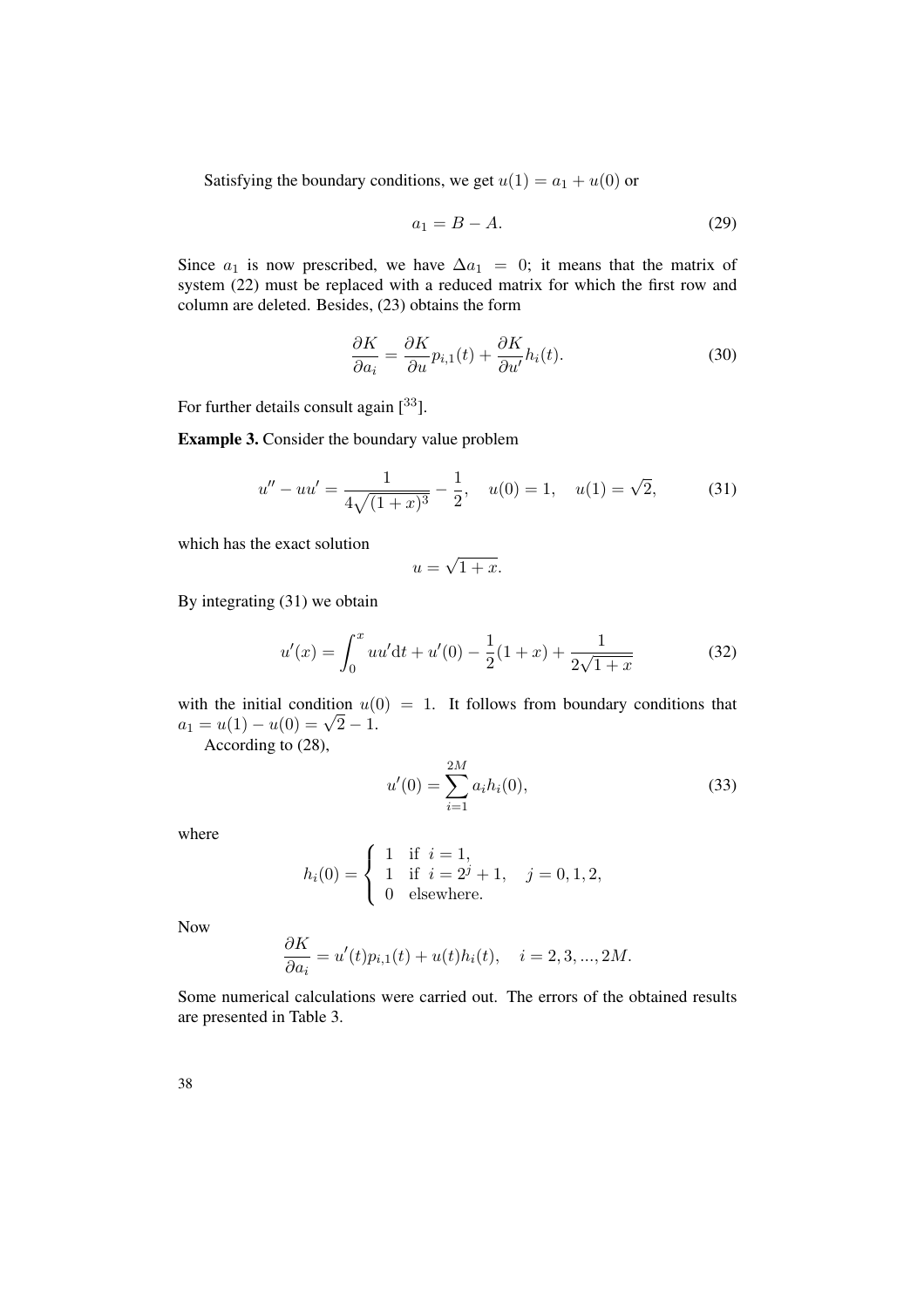Satisfying the boundary conditions, we get $u(1) = a_1 + u(0)$ or

$$a_1 = B - A. \tag{29}$$

Since $a_1$ is now prescribed, we have $\Delta a_1 = 0$; it means that the matrix of system (22) must be replaced with a reduced matrix for which the first row and column are deleted. Besides, (23) obtains the form

$$\frac{\partial K}{\partial a_i} = \frac{\partial K}{\partial u} p_{i,1}(t) + \frac{\partial K}{\partial u'} h_i(t). \tag{30}$$

For further details consult again [33].

**Example 3.** Consider the boundary value problem

$$u'' - uu' = \frac{1}{4\sqrt{(1+x)^3}} - \frac{1}{2}, \quad u(0) = 1, \quad u(1) = \sqrt{2}, \tag{31}$$

which has the exact solution

$$u = \sqrt{1+x}.$$

By integrating (31) we obtain

$$u'(x) = \int_0^x uu' \mathrm{d}t + u'(0) - \frac{1}{2}(1+x) + \frac{1}{2\sqrt{1+x}} \tag{32}$$

with the initial condition $u(0) = 1$. It follows from boundary conditions that $a_1 = u(1) - u(0) = \sqrt{2} - 1$.

According to (28),

$$u'(0) = \sum_{i=1}^{2M} a_i h_i(0), \tag{33}$$

where

$$h_i(0) = \begin{cases} 1 & \text{if } i = 1, \\ 1 & \text{if } i = 2^j + 1, \quad j = 0, 1, 2, \\ 0 & \text{elsewhere.} \end{cases}$$

Now

$$\frac{\partial K}{\partial a_i} = u'(t) p_{i,1}(t) + u(t) h_i(t), \quad i = 2, 3, ..., 2M.$$

Some numerical calculations were carried out. The errors of the obtained results are presented in Table 3.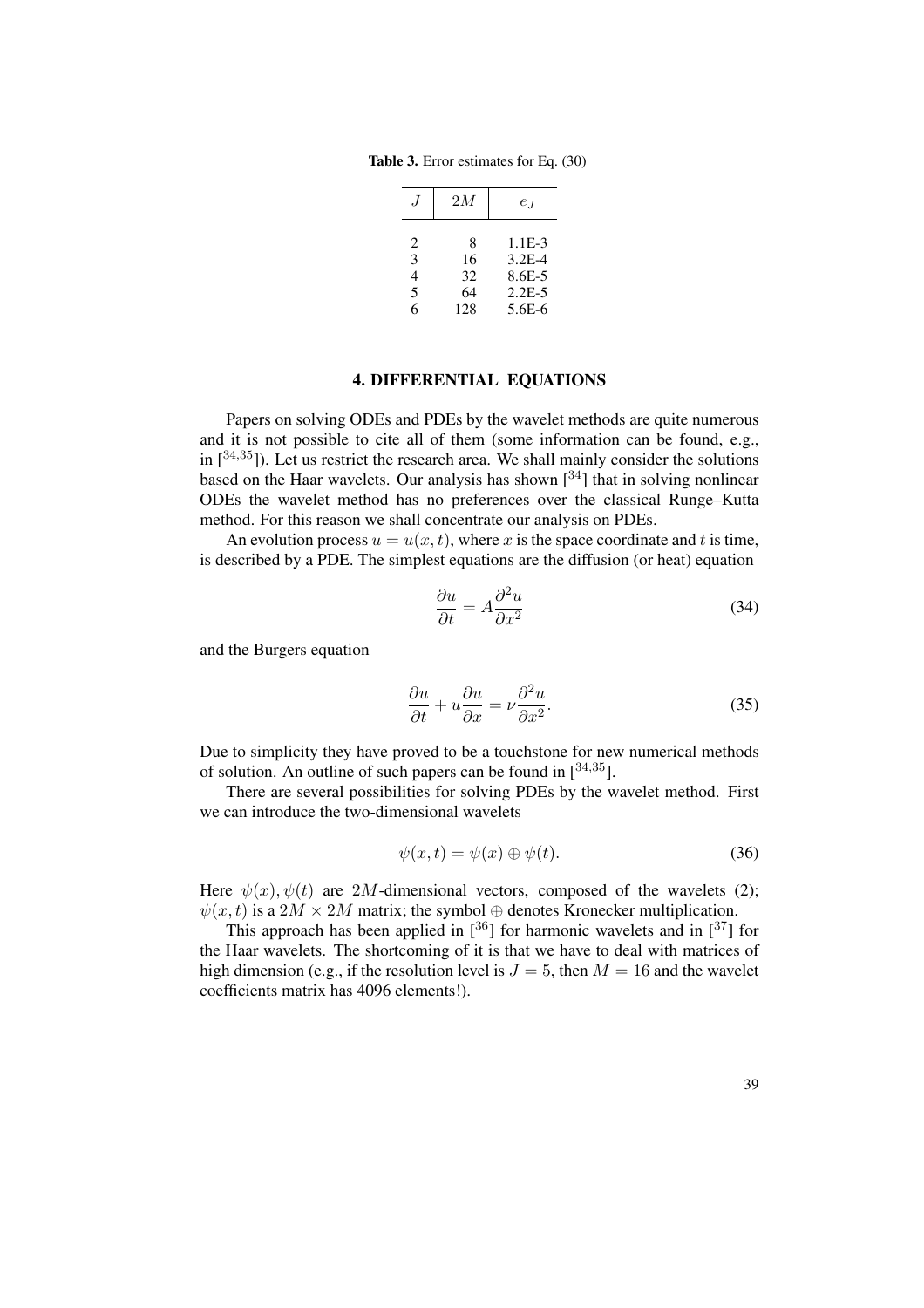**Table 3.** Error estimates for Eq. (30)

| $J$ | $2M$ | $e_J$ |
|---|---|---|
| 2 | 8 | 1.1E-3 |
| 3 | 16 | 3.2E-4 |
| 4 | 32 | 8.6E-5 |
| 5 | 64 | 2.2E-5 |
| 6 | 128 | 5.6E-6 |

## 4. DIFFERENTIAL EQUATIONS

Papers on solving ODEs and PDEs by the wavelet methods are quite numerous and it is not possible to cite all of them (some information can be found, e.g., in [34,35]). Let us restrict the research area. We shall mainly consider the solutions based on the Haar wavelets. Our analysis has shown [34] that in solving nonlinear ODEs the wavelet method has no preferences over the classical Runge–Kutta method. For this reason we shall concentrate our analysis on PDEs.

An evolution process $u = u(x, t)$, where $x$ is the space coordinate and $t$ is time, is described by a PDE. The simplest equations are the diffusion (or heat) equation

$$\frac{\partial u}{\partial t} = A \frac{\partial^2 u}{\partial x^2} \tag{34}$$

and the Burgers equation

$$\frac{\partial u}{\partial t} + u \frac{\partial u}{\partial x} = \nu \frac{\partial^2 u}{\partial x^2}. \tag{35}$$

Due to simplicity they have proved to be a touchstone for new numerical methods of solution. An outline of such papers can be found in [34,35].

There are several possibilities for solving PDEs by the wavelet method. First we can introduce the two-dimensional wavelets

$$\psi(x, t) = \psi(x) \oplus \psi(t). \tag{36}$$

Here $\psi(x), \psi(t)$ are $2M$-dimensional vectors, composed of the wavelets (2); $\psi(x, t)$ is a $2M \times 2M$ matrix; the symbol $\oplus$ denotes Kronecker multiplication.

This approach has been applied in [36] for harmonic wavelets and in [37] for the Haar wavelets. The shortcoming of it is that we have to deal with matrices of high dimension (e.g., if the resolution level is $J = 5$, then $M = 16$ and the wavelet coefficients matrix has 4096 elements!).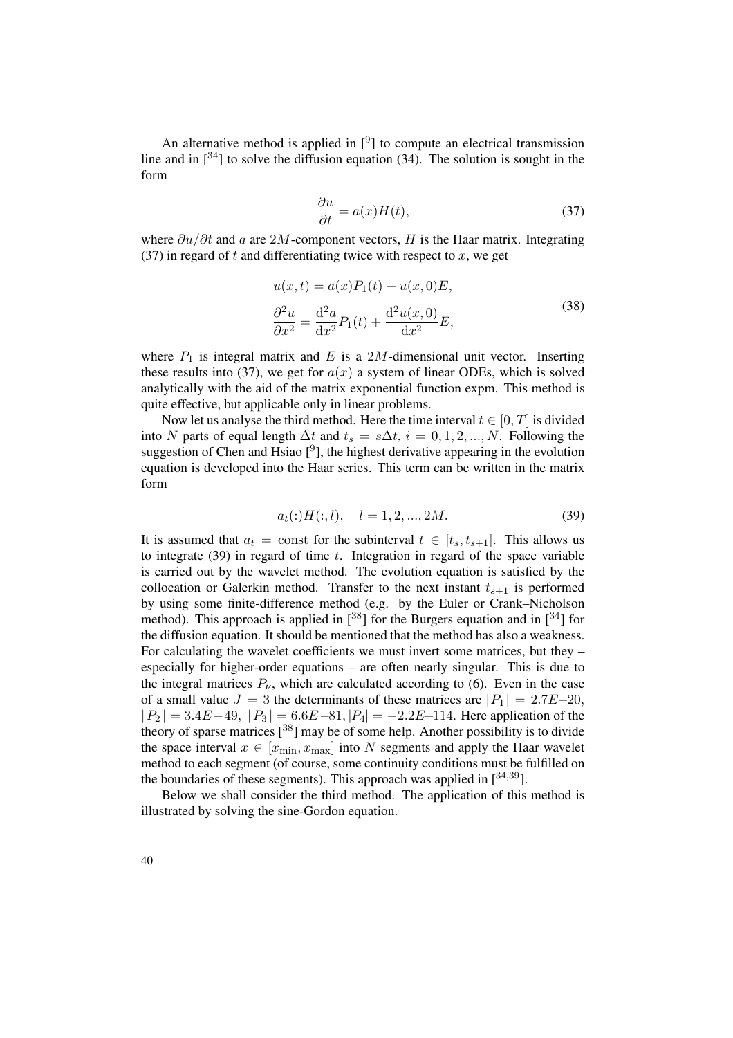An alternative method is applied in [9] to compute an electrical transmission line and in [34] to solve the diffusion equation (34). The solution is sought in the form

$$\frac{\partial u}{\partial t} = a(x)H(t), \tag{37}$$

where $\partial u/\partial t$ and $a$ are $2M$-component vectors, $H$ is the Haar matrix. Integrating (37) in regard of $t$ and differentiating twice with respect to $x$, we get

$$\begin{aligned} u(x,t) &= a(x)P_1(t) + u(x,0)E, \\ \frac{\partial^2 u}{\partial x^2} &= \frac{\mathrm{d}^2 a}{\mathrm{d}x^2}P_1(t) + \frac{\mathrm{d}^2 u(x,0)}{\mathrm{d}x^2}E, \end{aligned} \tag{38}$$

where $P_1$ is integral matrix and $E$ is a $2M$-dimensional unit vector. Inserting these results into (37), we get for $a(x)$ a system of linear ODEs, which is solved analytically with the aid of the matrix exponential function expm. This method is quite effective, but applicable only in linear problems.

Now let us analyse the third method. Here the time interval $t \in [0, T]$ is divided into $N$ parts of equal length $\Delta t$ and $t_s = s\Delta t$, $i = 0, 1, 2, ..., N$. Following the suggestion of Chen and Hsiao [9], the highest derivative appearing in the evolution equation is developed into the Haar series. This term can be written in the matrix form

$$a_t(:)H(:,l), \quad l = 1, 2, ..., 2M. \tag{39}$$

It is assumed that $a_t = \mathrm{const}$ for the subinterval $t \in [t_s, t_{s+1}]$. This allows us to integrate (39) in regard of time $t$. Integration in regard of the space variable is carried out by the wavelet method. The evolution equation is satisfied by the collocation or Galerkin method. Transfer to the next instant $t_{s+1}$ is performed by using some finite-difference method (e.g. by the Euler or Crank–Nicholson method). This approach is applied in [38] for the Burgers equation and in [34] for the diffusion equation. It should be mentioned that the method has also a weakness. For calculating the wavelet coefficients we must invert some matrices, but they – especially for higher-order equations – are often nearly singular. This is due to the integral matrices $P_\nu$, which are calculated according to (6). Even in the case of a small value $J = 3$ the determinants of these matrices are $|P_1| = 2.7E{-}20$, $|P_2| = 3.4E{-}49$, $|P_3| = 6.6E{-}81$, $|P_4| = -2.2E{-}114$. Here application of the theory of sparse matrices [38] may be of some help. Another possibility is to divide the space interval $x \in [x_{\min}, x_{\max}]$ into $N$ segments and apply the Haar wavelet method to each segment (of course, some continuity conditions must be fulfilled on the boundaries of these segments). This approach was applied in [34,39].

Below we shall consider the third method. The application of this method is illustrated by solving the sine-Gordon equation.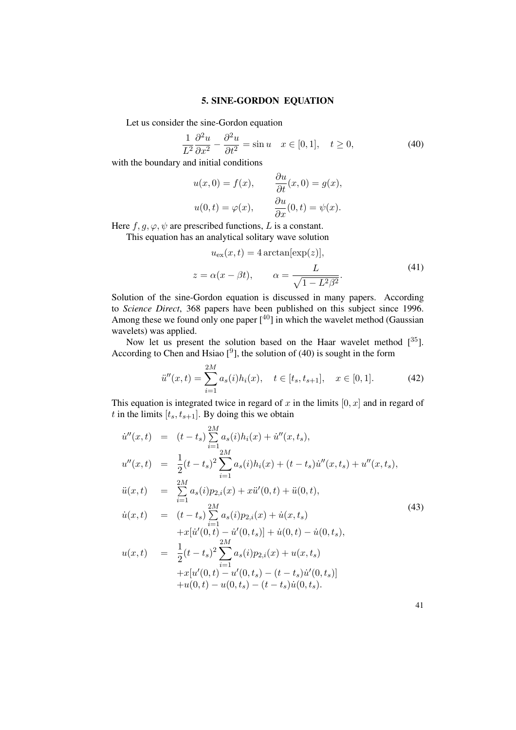## 5. SINE-GORDON EQUATION

Let us consider the sine-Gordon equation

$$\frac{1}{L^2}\frac{\partial^2 u}{\partial x^2} - \frac{\partial^2 u}{\partial t^2} = \sin u \quad x \in [0,1], \quad t \geq 0, \tag{40}$$

with the boundary and initial conditions

$$u(x,0) = f(x), \qquad \frac{\partial u}{\partial t}(x,0) = g(x),$$

$$u(0,t) = \varphi(x), \qquad \frac{\partial u}{\partial x}(0,t) = \psi(x).$$

Here $f, g, \varphi, \psi$ are prescribed functions, $L$ is a constant.

This equation has an analytical solitary wave solution

$$\begin{aligned} u_{\text{ex}}(x,t) &= 4\arctan[\exp(z)], \\ z = \alpha(x - \beta t), &\qquad \alpha = \frac{L}{\sqrt{1 - L^2\beta^2}}. \end{aligned} \tag{41}$$

Solution of the sine-Gordon equation is discussed in many papers. According to *Science Direct*, 368 papers have been published on this subject since 1996. Among these we found only one paper [40] in which the wavelet method (Gaussian wavelets) was applied.

Now let us present the solution based on the Haar wavelet method [35]. According to Chen and Hsiao [9], the solution of (40) is sought in the form

$$\ddot{u}''(x,t) = \sum_{i=1}^{2M} a_s(i) h_i(x), \quad t \in [t_s, t_{s+1}], \quad x \in [0,1]. \tag{42}$$

This equation is integrated twice in regard of $x$ in the limits $[0,x]$ and in regard of $t$ in the limits $[t_s, t_{s+1}]$. By doing this we obtain

$$\begin{aligned}
\dot{u}''(x,t) &= (t - t_s)\sum_{i=1}^{2M} a_s(i) h_i(x) + \dot{u}''(x,t_s), \\
u''(x,t) &= \frac{1}{2}(t-t_s)^2 \sum_{i=1}^{2M} a_s(i) h_i(x) + (t-t_s)\dot{u}''(x,t_s) + u''(x,t_s), \\
\ddot{u}(x,t) &= \sum_{i=1}^{2M} a_s(i) p_{2,i}(x) + x\ddot{u}'(0,t) + \ddot{u}(0,t), \\
\dot{u}(x,t) &= (t-t_s)\sum_{i=1}^{2M} a_s(i) p_{2,i}(x) + \dot{u}(x,t_s) \\
&\quad + x[\dot{u}'(0,t) - \dot{u}'(0,t_s)] + \dot{u}(0,t) - \dot{u}(0,t_s), \\
u(x,t) &= \frac{1}{2}(t-t_s)^2 \sum_{i=1}^{2M} a_s(i) p_{2,i}(x) + u(x,t_s) \\
&\quad + x[u'(0,t) - u'(0,t_s) - (t-t_s)\dot{u}'(0,t_s)] \\
&\quad + u(0,t) - u(0,t_s) - (t-t_s)\dot{u}(0,t_s).
\end{aligned} \tag{43}$$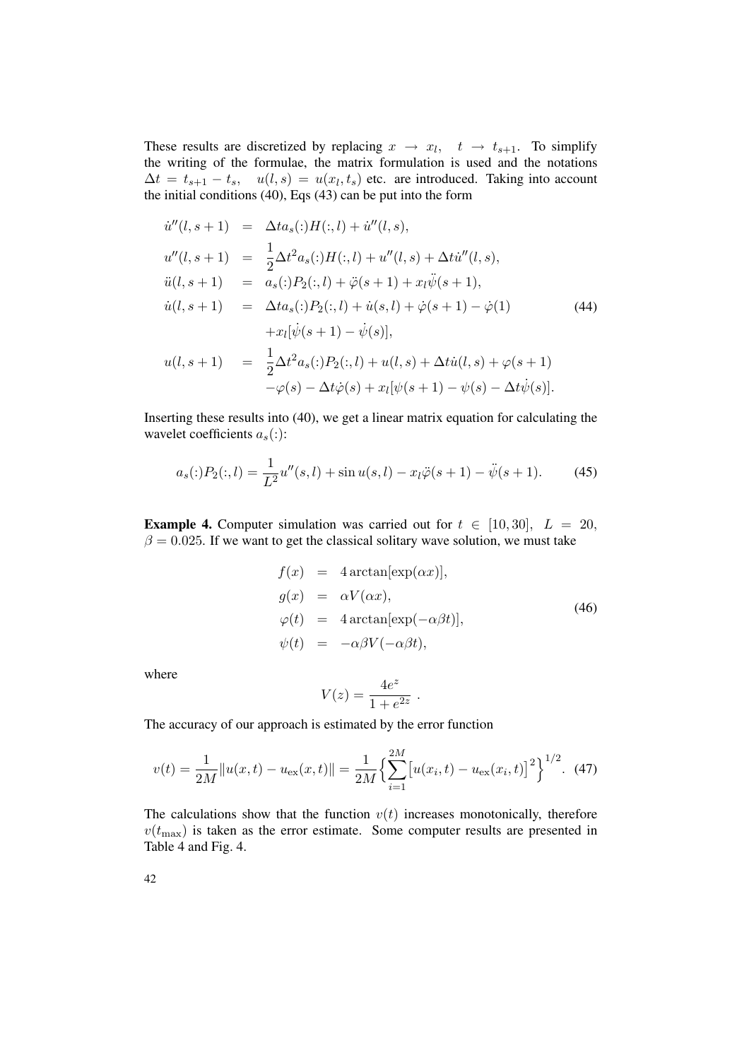These results are discretized by replacing $x \to x_l$, $t \to t_{s+1}$. To simplify the writing of the formulae, the matrix formulation is used and the notations $\Delta t = t_{s+1} - t_s$, $u(l,s) = u(x_l, t_s)$ etc. are introduced. Taking into account the initial conditions (40), Eqs (43) can be put into the form

$$
\begin{aligned}
\dot{u}''(l,s+1) &= \Delta t a_s(:) H(:,l) + \dot{u}''(l,s), \\
u''(l,s+1) &= \frac{1}{2}\Delta t^2 a_s(:) H(:,l) + u''(l,s) + \Delta t \dot{u}''(l,s), \\
\ddot{u}(l,s+1) &= a_s(:) P_2(:,l) + \ddot{\varphi}(s+1) + x_l \ddot{\psi}(s+1), \\
\dot{u}(l,s+1) &= \Delta t a_s(:) P_2(:,l) + \dot{u}(s,l) + \dot{\varphi}(s+1) - \dot{\varphi}(1) \\
&\quad + x_l[\dot{\psi}(s+1) - \dot{\psi}(s)], \\
u(l,s+1) &= \frac{1}{2}\Delta t^2 a_s(:) P_2(:,l) + u(l,s) + \Delta t \dot{u}(l,s) + \varphi(s+1) \\
&\quad - \varphi(s) - \Delta t \dot{\varphi}(s) + x_l[\psi(s+1) - \psi(s) - \Delta t \dot{\psi}(s)].
\end{aligned} \tag{44}
$$

Inserting these results into (40), we get a linear matrix equation for calculating the wavelet coefficients $a_s(:)$:

$$
a_s(:) P_2(:,l) = \frac{1}{L^2} u''(s,l) + \sin u(s,l) - x_l \ddot{\varphi}(s+1) - \ddot{\psi}(s+1). \tag{45}
$$

**Example 4.** Computer simulation was carried out for $t \in [10, 30]$, $L = 20$, $\beta = 0.025$. If we want to get the classical solitary wave solution, we must take

$$
\begin{aligned}
f(x) &= 4 \arctan[\exp(\alpha x)], \\
g(x) &= \alpha V(\alpha x), \\
\varphi(t) &= 4 \arctan[\exp(-\alpha \beta t)], \\
\psi(t) &= -\alpha \beta V(-\alpha \beta t),
\end{aligned} \tag{46}
$$

where

$$
V(z) = \frac{4e^z}{1 + e^{2z}} \ .
$$

The accuracy of our approach is estimated by the error function

$$
v(t) = \frac{1}{2M} \| u(x,t) - u_{\text{ex}}(x,t) \| = \frac{1}{2M} \Big\{ \sum_{i=1}^{2M} \big[ u(x_i,t) - u_{\text{ex}}(x_i,t) \big]^2 \Big\}^{1/2}. \tag{47}
$$

The calculations show that the function $v(t)$ increases monotonically, therefore $v(t_{\max})$ is taken as the error estimate. Some computer results are presented in Table 4 and Fig. 4.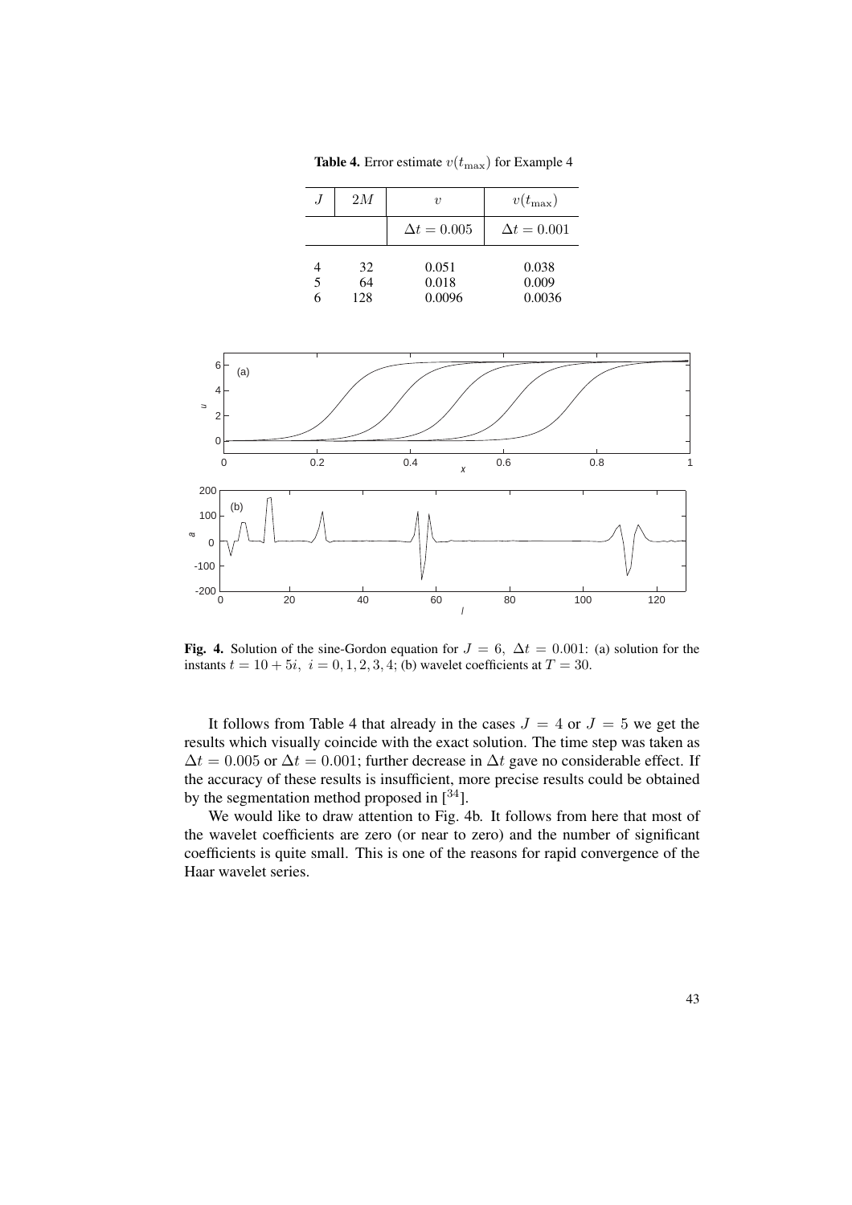**Table 4.** Error estimate $v(t_{\max})$ for Example 4

| $J$ | $2M$ | $v$ | $v(t_{\max})$ |
|---|---|---|---|
| | | $\Delta t = 0.005$ | $\Delta t = 0.001$ |
| 4 | 32 | 0.051 | 0.038 |
| 5 | 64 | 0.018 | 0.009 |
| 6 | 128 | 0.0096 | 0.0036 |

**Fig. 4.** Solution of the sine-Gordon equation for $J = 6,\ \Delta t = 0.001$: (a) solution for the instants $t = 10 + 5i,\ i = 0, 1, 2, 3, 4$; (b) wavelet coefficients at $T = 30$.

It follows from Table 4 that already in the cases $J = 4$ or $J = 5$ we get the results which visually coincide with the exact solution. The time step was taken as $\Delta t = 0.005$ or $\Delta t = 0.001$; further decrease in $\Delta t$ gave no considerable effect. If the accuracy of these results is insufficient, more precise results could be obtained by the segmentation method proposed in [34].

We would like to draw attention to Fig. 4b. It follows from here that most of the wavelet coefficients are zero (or near to zero) and the number of significant coefficients is quite small. This is one of the reasons for rapid convergence of the Haar wavelet series.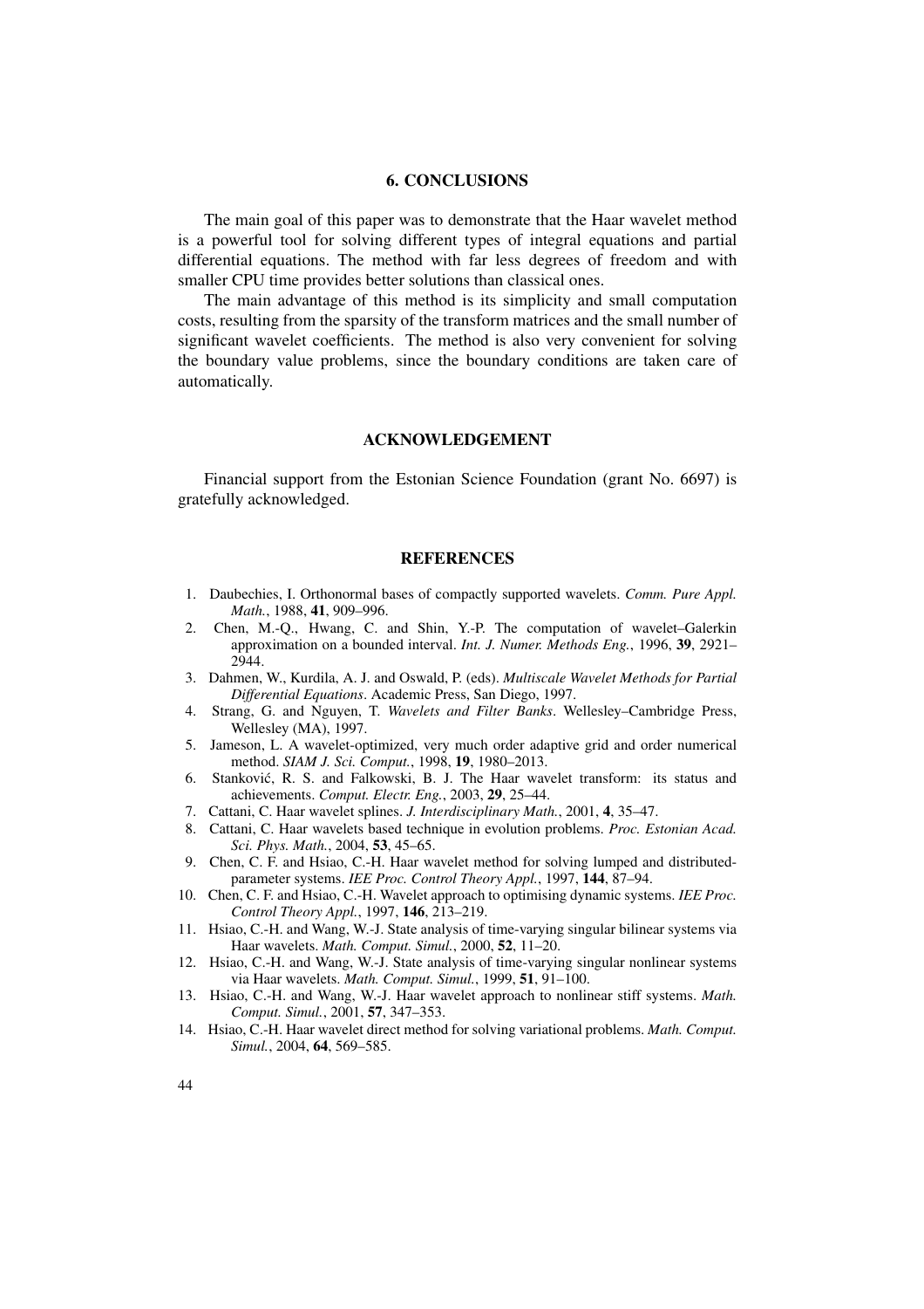## 6. CONCLUSIONS

The main goal of this paper was to demonstrate that the Haar wavelet method is a powerful tool for solving different types of integral equations and partial differential equations. The method with far less degrees of freedom and with smaller CPU time provides better solutions than classical ones.

The main advantage of this method is its simplicity and small computation costs, resulting from the sparsity of the transform matrices and the small number of significant wavelet coefficients. The method is also very convenient for solving the boundary value problems, since the boundary conditions are taken care of automatically.

## ACKNOWLEDGEMENT

Financial support from the Estonian Science Foundation (grant No. 6697) is gratefully acknowledged.

## REFERENCES

1. Daubechies, I. Orthonormal bases of compactly supported wavelets. *Comm. Pure Appl. Math.*, 1988, **41**, 909–996.
2. Chen, M.-Q., Hwang, C. and Shin, Y.-P. The computation of wavelet–Galerkin approximation on a bounded interval. *Int. J. Numer. Methods Eng.*, 1996, **39**, 2921–2944.
3. Dahmen, W., Kurdila, A. J. and Oswald, P. (eds). *Multiscale Wavelet Methods for Partial Differential Equations*. Academic Press, San Diego, 1997.
4. Strang, G. and Nguyen, T. *Wavelets and Filter Banks*. Wellesley–Cambridge Press, Wellesley (MA), 1997.
5. Jameson, L. A wavelet-optimized, very much order adaptive grid and order numerical method. *SIAM J. Sci. Comput.*, 1998, **19**, 1980–2013.
6. Stanković, R. S. and Falkowski, B. J. The Haar wavelet transform: its status and achievements. *Comput. Electr. Eng.*, 2003, **29**, 25–44.
7. Cattani, C. Haar wavelet splines. *J. Interdisciplinary Math.*, 2001, **4**, 35–47.
8. Cattani, C. Haar wavelets based technique in evolution problems. *Proc. Estonian Acad. Sci. Phys. Math.*, 2004, **53**, 45–65.
9. Chen, C. F. and Hsiao, C.-H. Haar wavelet method for solving lumped and distributed-parameter systems. *IEE Proc. Control Theory Appl.*, 1997, **144**, 87–94.
10. Chen, C. F. and Hsiao, C.-H. Wavelet approach to optimising dynamic systems. *IEE Proc. Control Theory Appl.*, 1997, **146**, 213–219.
11. Hsiao, C.-H. and Wang, W.-J. State analysis of time-varying singular bilinear systems via Haar wavelets. *Math. Comput. Simul.*, 2000, **52**, 11–20.
12. Hsiao, C.-H. and Wang, W.-J. State analysis of time-varying singular nonlinear systems via Haar wavelets. *Math. Comput. Simul.*, 1999, **51**, 91–100.
13. Hsiao, C.-H. and Wang, W.-J. Haar wavelet approach to nonlinear stiff systems. *Math. Comput. Simul.*, 2001, **57**, 347–353.
14. Hsiao, C.-H. Haar wavelet direct method for solving variational problems. *Math. Comput. Simul.*, 2004, **64**, 569–585.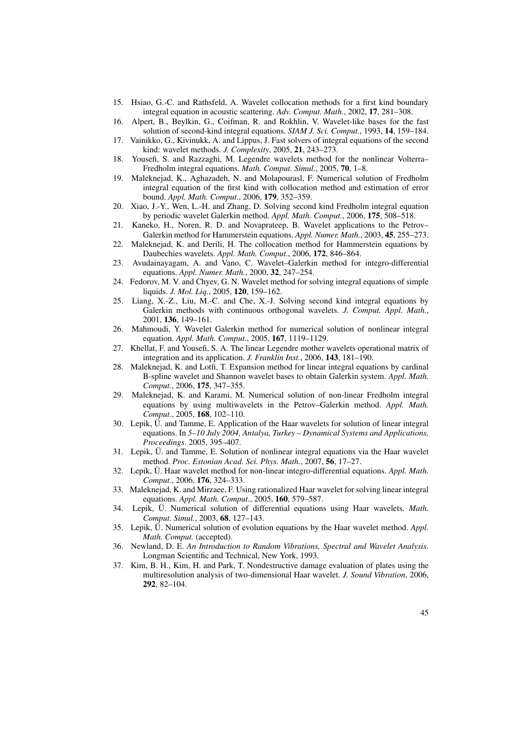15. Hsiao, G.-C. and Rathsfeld, A. Wavelet collocation methods for a first kind boundary integral equation in acoustic scattering. *Adv. Comput. Math.*, 2002, **17**, 281–308.
16. Alpert, B., Beylkin, G., Coifman, R. and Rokhlin, V. Wavelet-like bases for the fast solution of second-kind integral equations. *SIAM J. Sci. Comput.*, 1993, **14**, 159–184.
17. Vainikko, G., Kivinukk, A. and Lippus, J. Fast solvers of integral equations of the second kind: wavelet methods. *J. Complexity*, 2005, **21**, 243–273.
18. Yousefi, S. and Razzaghi, M. Legendre wavelets method for the nonlinear Volterra–Fredholm integral equations. *Math. Comput. Simul.*, 2005, **70**, 1–8.
19. Maleknejad, K., Aghazadeh, N. and Molapourasl, F. Numerical solution of Fredholm integral equation of the first kind with collocation method and estimation of error bound. *Appl. Math. Comput.*, 2006, **179**, 352–359.
20. Xiao, J.-Y., Wen, L.-H. and Zhang, D. Solving second kind Fredholm integral equation by periodic wavelet Galerkin method. *Appl. Math. Comput.*, 2006, **175**, 508–518.
21. Kaneko, H., Noren, R. D. and Novaprateep, B. Wavelet applications to the Petrov–Galerkin method for Hammerstein equations. *Appl. Numer. Math.*, 2003, **45**, 255–273.
22. Maleknejad, K. and Derili, H. The collocation method for Hammerstein equations by Daubechies wavelets. *Appl. Math. Comput.*, 2006, **172**, 846–864.
23. Avudainayagam, A. and Vano, C. Wavelet–Galerkin method for integro-differential equations. *Appl. Numer. Math.*, 2000, **32**, 247–254.
24. Fedorov, M. V. and Chyev, G. N. Wavelet method for solving integral equations of simple liquids. *J. Mol. Liq.*, 2005, **120**, 159–162.
25. Liang, X.-Z., Liu, M.-C. and Che, X.-J. Solving second kind integral equations by Galerkin methods with continuous orthogonal wavelets. *J. Comput. Appl. Math.*, 2001, **136**, 149–161.
26. Mahmoudi, Y. Wavelet Galerkin method for numerical solution of nonlinear integral equation. *Appl. Math. Comput.*, 2005, **167**, 1119–1129.
27. Khellat, F. and Yousefi, S. A. The linear Legendre mother wavelets operational matrix of integration and its application. *J. Franklin Inst.*, 2006, **143**, 181–190.
28. Maleknejad, K. and Lotfi, T. Expansion method for linear integral equations by cardinal B-spline wavelet and Shannon wavelet bases to obtain Galerkin system. *Appl. Math. Comput.*, 2006, **175**, 347–355.
29. Maleknejad, K. and Karami, M. Numerical solution of non-linear Fredholm integral equations by using multiwavelets in the Petrov–Galerkin method. *Appl. Math. Comput.*, 2005, **168**, 102–110.
30. Lepik, Ü. and Tamme, E. Application of the Haar wavelets for solution of linear integral equations. In *5–10 July 2004, Antalya, Turkey – Dynamical Systems and Applications, Proceedings*. 2005, 395–407.
31. Lepik, Ü. and Tamme, E. Solution of nonlinear integral equations via the Haar wavelet method. *Proc. Estonian Acad. Sci. Phys. Math.*, 2007, **56**, 17–27.
32. Lepik, Ü. Haar wavelet method for non-linear integro-differential equations. *Appl. Math. Comput.*, 2006, **176**, 324–333.
33. Maleknejad, K. and Mirzaee, F. Using rationalized Haar wavelet for solving linear integral equations. *Appl. Math. Comput.*, 2005, **160**, 579–587.
34. Lepik, Ü. Numerical solution of differential equations using Haar wavelets. *Math. Comput. Simul.*, 2003, **68**, 127–143.
35. Lepik, Ü. Numerical solution of evolution equations by the Haar wavelet method. *Appl. Math. Comput.* (accepted).
36. Newland, D. E. *An Introduction to Random Vibrations, Spectral and Wavelet Analysis*. Longman Scientific and Technical, New York, 1993.
37. Kim, B. H., Kim, H. and Park, T. Nondestructive damage evaluation of plates using the multiresolution analysis of two-dimensional Haar wavelet. *J. Sound Vibration*, 2006, **292**, 82–104.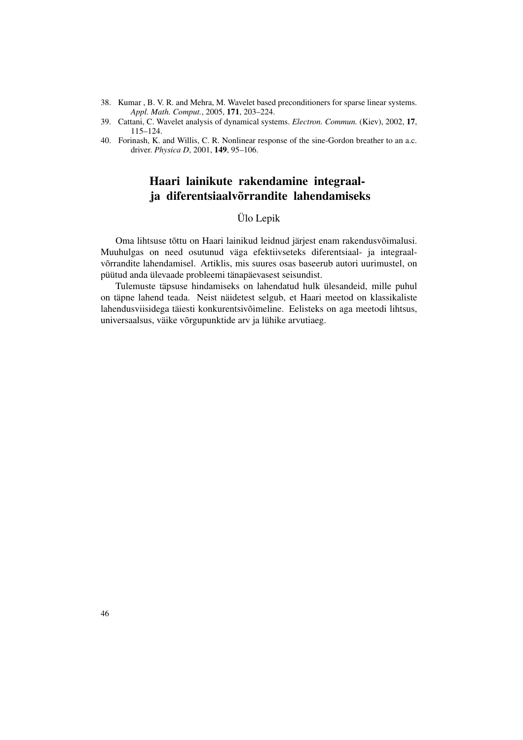38. Kumar , B. V. R. and Mehra, M. Wavelet based preconditioners for sparse linear systems. *Appl. Math. Comput.*, 2005, **171**, 203–224.
39. Cattani, C. Wavelet analysis of dynamical systems. *Electron. Commun.* (Kiev), 2002, **17**, 115–124.
40. Forinash, K. and Willis, C. R. Nonlinear response of the sine-Gordon breather to an a.c. driver. *Physica D*, 2001, **149**, 95–106.

# Haari lainikute rakendamine integraal- ja diferentsiaalvõrrandite lahendamiseks

Ülo Lepik

Oma lihtsuse tõttu on Haari lainikud leidnud järjest enam rakendusvõimalusi. Muuhulgas on need osutunud väga efektiivseteks diferentsiaal- ja integraalvõrrandite lahendamisel. Artiklis, mis suures osas baseerub autori uurimustel, on püütud anda ülevaade probleemi tänapäevasest seisundist.

Tulemuste täpsuse hindamiseks on lahendatud hulk ülesandeid, mille puhul on täpne lahend teada. Neist näidetest selgub, et Haari meetod on klassikaliste lahendusviisidega täiesti konkurentsivõimeline. Eelisteks on aga meetodi lihtsus, universaalsus, väike võrgupunktide arv ja lühike arvutiaeg.